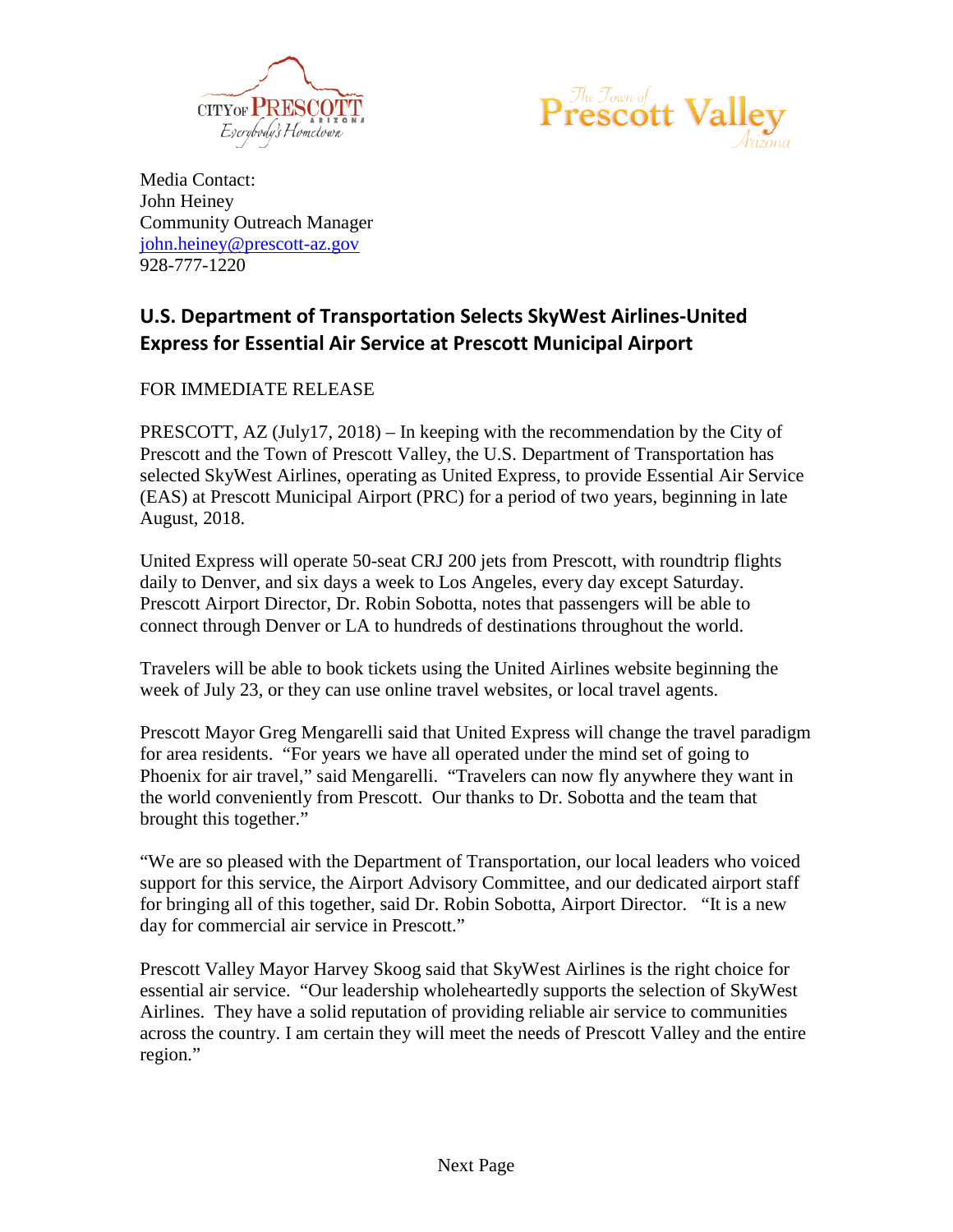Media Contact:
John Heiney
Community Outreach Manager
john.heiney@prescott-az.gov
928-777-1220

## U.S. Department of Transportation Selects SkyWest Airlines-United Express for Essential Air Service at Prescott Municipal Airport

FOR IMMEDIATE RELEASE

PRESCOTT, AZ (July17, 2018) – In keeping with the recommendation by the City of Prescott and the Town of Prescott Valley, the U.S. Department of Transportation has selected SkyWest Airlines, operating as United Express, to provide Essential Air Service (EAS) at Prescott Municipal Airport (PRC) for a period of two years, beginning in late August, 2018.

United Express will operate 50-seat CRJ 200 jets from Prescott, with roundtrip flights daily to Denver, and six days a week to Los Angeles, every day except Saturday. Prescott Airport Director, Dr. Robin Sobotta, notes that passengers will be able to connect through Denver or LA to hundreds of destinations throughout the world.

Travelers will be able to book tickets using the United Airlines website beginning the week of July 23, or they can use online travel websites, or local travel agents.

Prescott Mayor Greg Mengarelli said that United Express will change the travel paradigm for area residents. "For years we have all operated under the mind set of going to Phoenix for air travel," said Mengarelli. "Travelers can now fly anywhere they want in the world conveniently from Prescott. Our thanks to Dr. Sobotta and the team that brought this together."

"We are so pleased with the Department of Transportation, our local leaders who voiced support for this service, the Airport Advisory Committee, and our dedicated airport staff for bringing all of this together, said Dr. Robin Sobotta, Airport Director. "It is a new day for commercial air service in Prescott."

Prescott Valley Mayor Harvey Skoog said that SkyWest Airlines is the right choice for essential air service. "Our leadership wholeheartedly supports the selection of SkyWest Airlines. They have a solid reputation of providing reliable air service to communities across the country. I am certain they will meet the needs of Prescott Valley and the entire region."

Next Page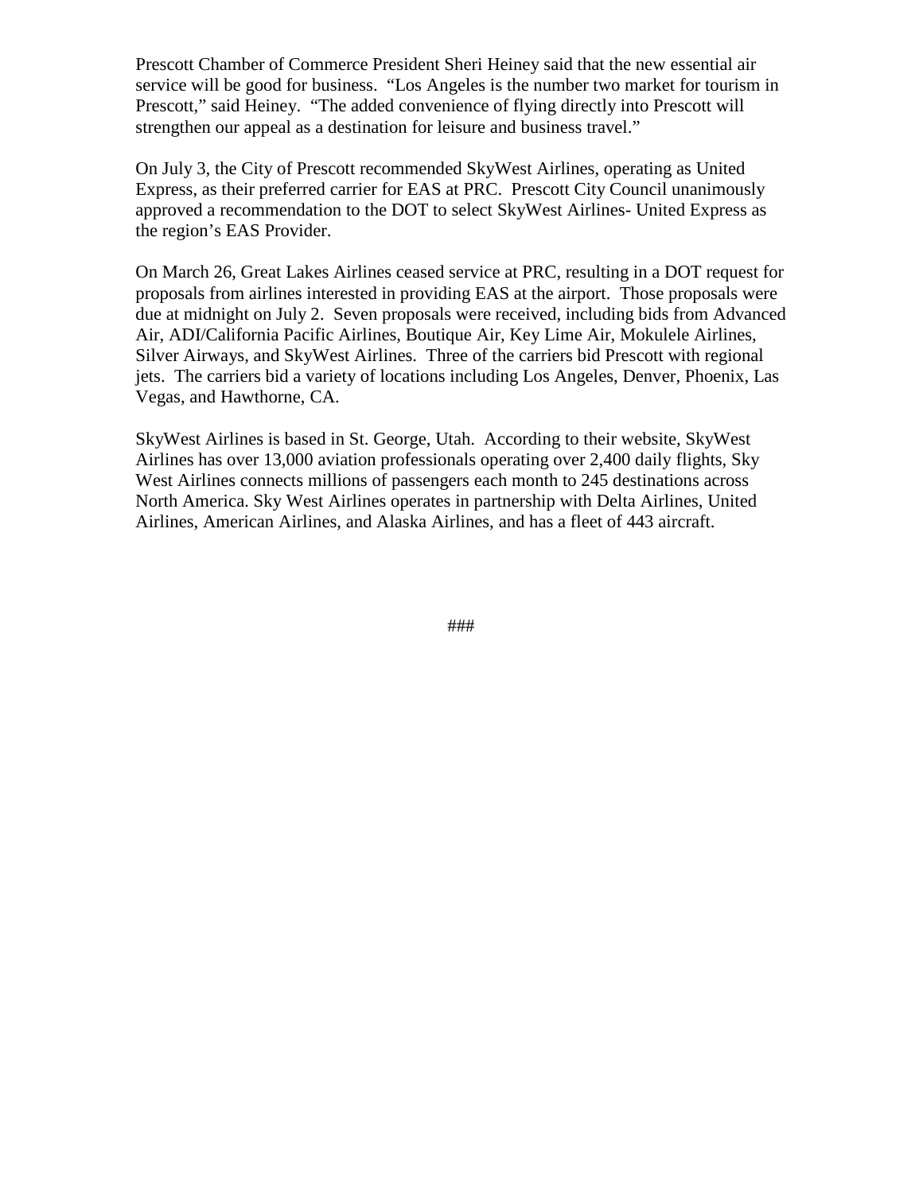Prescott Chamber of Commerce President Sheri Heiney said that the new essential air service will be good for business. "Los Angeles is the number two market for tourism in Prescott," said Heiney. "The added convenience of flying directly into Prescott will strengthen our appeal as a destination for leisure and business travel."

On July 3, the City of Prescott recommended SkyWest Airlines, operating as United Express, as their preferred carrier for EAS at PRC. Prescott City Council unanimously approved a recommendation to the DOT to select SkyWest Airlines- United Express as the region's EAS Provider.

On March 26, Great Lakes Airlines ceased service at PRC, resulting in a DOT request for proposals from airlines interested in providing EAS at the airport. Those proposals were due at midnight on July 2. Seven proposals were received, including bids from Advanced Air, ADI/California Pacific Airlines, Boutique Air, Key Lime Air, Mokulele Airlines, Silver Airways, and SkyWest Airlines. Three of the carriers bid Prescott with regional jets. The carriers bid a variety of locations including Los Angeles, Denver, Phoenix, Las Vegas, and Hawthorne, CA.

SkyWest Airlines is based in St. George, Utah. According to their website, SkyWest Airlines has over 13,000 aviation professionals operating over 2,400 daily flights, Sky West Airlines connects millions of passengers each month to 245 destinations across North America. Sky West Airlines operates in partnership with Delta Airlines, United Airlines, American Airlines, and Alaska Airlines, and has a fleet of 443 aircraft.

###